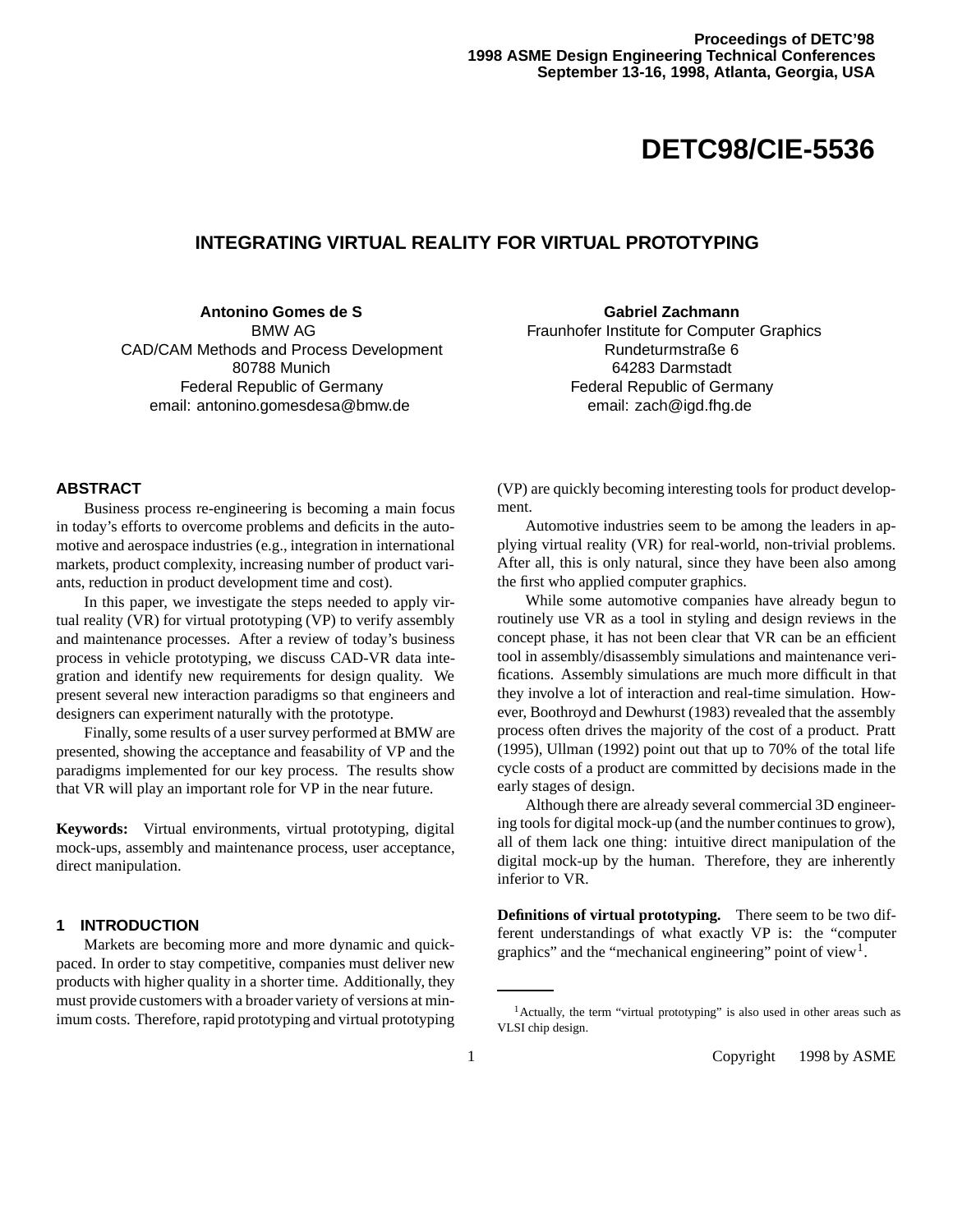Proceedings of DETC'98
1998 ASME Design Engineering Technical Conferences
September 13-16, 1998, Atlanta, Georgia, USA

# DETC98/CIE-5536

## INTEGRATING VIRTUAL REALITY FOR VIRTUAL PROTOTYPING

**Antonino Gomes de S**
BMW AG
CAD/CAM Methods and Process Development
80788 Munich
Federal Republic of Germany
email: antonino.gomesdesa@bmw.de

**Gabriel Zachmann**
Fraunhofer Institute for Computer Graphics
Rundeturmstraße 6
64283 Darmstadt
Federal Republic of Germany
email: zach@igd.fhg.de

### ABSTRACT

Business process re-engineering is becoming a main focus in today's efforts to overcome problems and deficits in the automotive and aerospace industries (e.g., integration in international markets, product complexity, increasing number of product variants, reduction in product development time and cost).

In this paper, we investigate the steps needed to apply virtual reality (VR) for virtual prototyping (VP) to verify assembly and maintenance processes. After a review of today's business process in vehicle prototyping, we discuss CAD-VR data integration and identify new requirements for design quality. We present several new interaction paradigms so that engineers and designers can experiment naturally with the prototype.

Finally, some results of a user survey performed at BMW are presented, showing the acceptance and feasability of VP and the paradigms implemented for our key process. The results show that VR will play an important role for VP in the near future.

**Keywords:** Virtual environments, virtual prototyping, digital mock-ups, assembly and maintenance process, user acceptance, direct manipulation.

### 1 INTRODUCTION

Markets are becoming more and more dynamic and quick-paced. In order to stay competitive, companies must deliver new products with higher quality in a shorter time. Additionally, they must provide customers with a broader variety of versions at minimum costs. Therefore, rapid prototyping and virtual prototyping (VP) are quickly becoming interesting tools for product development.

Automotive industries seem to be among the leaders in applying virtual reality (VR) for real-world, non-trivial problems. After all, this is only natural, since they have been also among the first who applied computer graphics.

While some automotive companies have already begun to routinely use VR as a tool in styling and design reviews in the concept phase, it has not been clear that VR can be an efficient tool in assembly/disassembly simulations and maintenance verifications. Assembly simulations are much more difficult in that they involve a lot of interaction and real-time simulation. However, Boothroyd and Dewhurst (1983) revealed that the assembly process often drives the majority of the cost of a product. Pratt (1995), Ullman (1992) point out that up to 70% of the total life cycle costs of a product are committed by decisions made in the early stages of design.

Although there are already several commercial 3D engineering tools for digital mock-up (and the number continues to grow), all of them lack one thing: intuitive direct manipulation of the digital mock-up by the human. Therefore, they are inherently inferior to VR.

**Definitions of virtual prototyping.** There seem to be two different understandings of what exactly VP is: the "computer graphics" and the "mechanical engineering" point of view[1].

[1] Actually, the term "virtual prototyping" is also used in other areas such as VLSI chip design.

Copyright 1998 by ASME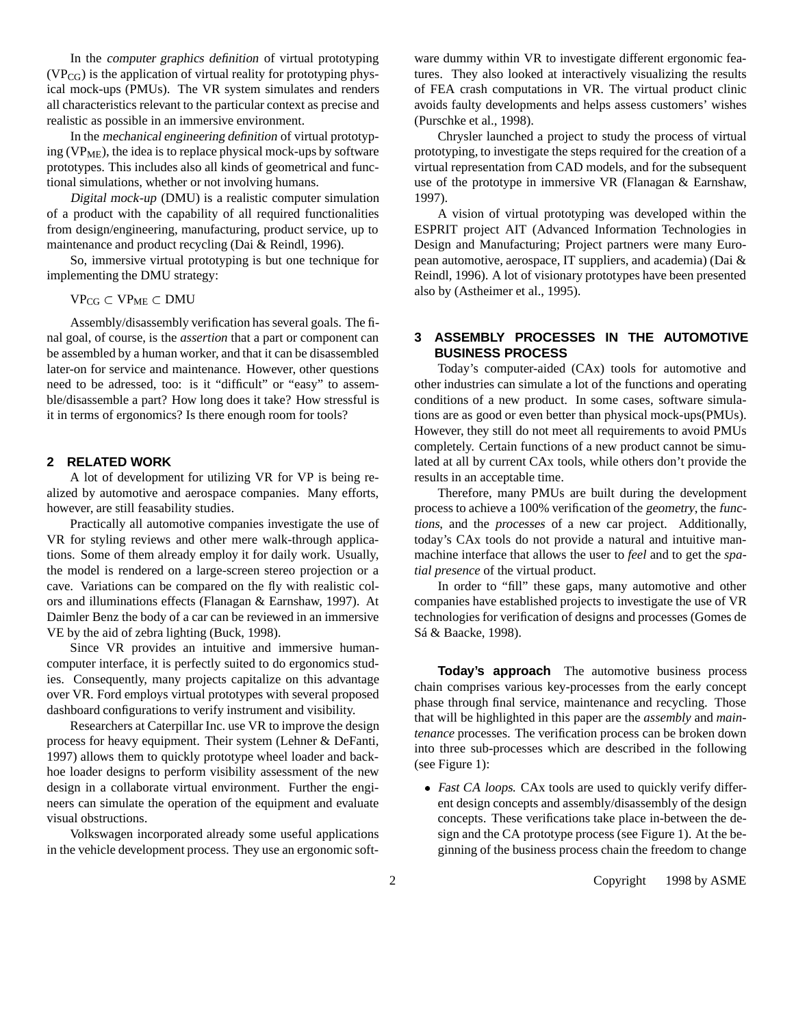In the *computer graphics definition* of virtual prototyping ($VP_{CG}$) is the application of virtual reality for prototyping physical mock-ups (PMUs). The VR system simulates and renders all characteristics relevant to the particular context as precise and realistic as possible in an immersive environment.

In the *mechanical engineering definition* of virtual prototyping ($VP_{ME}$), the idea is to replace physical mock-ups by software prototypes. This includes also all kinds of geometrical and functional simulations, whether or not involving humans.

*Digital mock-up* (DMU) is a realistic computer simulation of a product with the capability of all required functionalities from design/engineering, manufacturing, product service, up to maintenance and product recycling (Dai & Reindl, 1996).

So, immersive virtual prototyping is but one technique for implementing the DMU strategy:

$VP_{CG} \subset VP_{ME} \subset DMU$

Assembly/disassembly verification has several goals. The final goal, of course, is the *assertion* that a part or component can be assembled by a human worker, and that it can be disassembled later-on for service and maintenance. However, other questions need to be adressed, too: is it "difficult" or "easy" to assemble/disassemble a part? How long does it take? How stressful is it in terms of ergonomics? Is there enough room for tools?

## 2 RELATED WORK

A lot of development for utilizing VR for VP is being realized by automotive and aerospace companies. Many efforts, however, are still feasability studies.

Practically all automotive companies investigate the use of VR for styling reviews and other mere walk-through applications. Some of them already employ it for daily work. Usually, the model is rendered on a large-screen stereo projection or a cave. Variations can be compared on the fly with realistic colors and illuminations effects (Flanagan & Earnshaw, 1997). At Daimler Benz the body of a car can be reviewed in an immersive VE by the aid of zebra lighting (Buck, 1998).

Since VR provides an intuitive and immersive human-computer interface, it is perfectly suited to do ergonomics studies. Consequently, many projects capitalize on this advantage over VR. Ford employs virtual prototypes with several proposed dashboard configurations to verify instrument and visibility.

Researchers at Caterpillar Inc. use VR to improve the design process for heavy equipment. Their system (Lehner & DeFanti, 1997) allows them to quickly prototype wheel loader and backhoe loader designs to perform visibility assessment of the new design in a collaborate virtual environment. Further the engineers can simulate the operation of the equipment and evaluate visual obstructions.

Volkswagen incorporated already some useful applications in the vehicle development process. They use an ergonomic software dummy within VR to investigate different ergonomic features. They also looked at interactively visualizing the results of FEA crash computations in VR. The virtual product clinic avoids faulty developments and helps assess customers' wishes (Purschke et al., 1998).

Chrysler launched a project to study the process of virtual prototyping, to investigate the steps required for the creation of a virtual representation from CAD models, and for the subsequent use of the prototype in immersive VR (Flanagan & Earnshaw, 1997).

A vision of virtual prototyping was developed within the ESPRIT project AIT (Advanced Information Technologies in Design and Manufacturing; Project partners were many European automotive, aerospace, IT suppliers, and academia) (Dai & Reindl, 1996). A lot of visionary prototypes have been presented also by (Astheimer et al., 1995).

## 3 ASSEMBLY PROCESSES IN THE AUTOMOTIVE BUSINESS PROCESS

Today's computer-aided (CAx) tools for automotive and other industries can simulate a lot of the functions and operating conditions of a new product. In some cases, software simulations are as good or even better than physical mock-ups(PMUs). However, they still do not meet all requirements to avoid PMUs completely. Certain functions of a new product cannot be simulated at all by current CAx tools, while others don't provide the results in an acceptable time.

Therefore, many PMUs are built during the development process to achieve a 100% verification of the *geometry*, the *functions*, and the *processes* of a new car project. Additionally, today's CAx tools do not provide a natural and intuitive man-machine interface that allows the user to *feel* and to get the *spatial presence* of the virtual product.

In order to "fill" these gaps, many automotive and other companies have established projects to investigate the use of VR technologies for verification of designs and processes (Gomes de Sá & Baacke, 1998).

**Today's approach** The automotive business process chain comprises various key-processes from the early concept phase through final service, maintenance and recycling. Those that will be highlighted in this paper are the *assembly* and *maintenance* processes. The verification process can be broken down into three sub-processes which are described in the following (see Figure 1):

- *Fast CA loops.* CAx tools are used to quickly verify different design concepts and assembly/disassembly of the design concepts. These verifications take place in-between the design and the CA prototype process (see Figure 1). At the beginning of the business process chain the freedom to change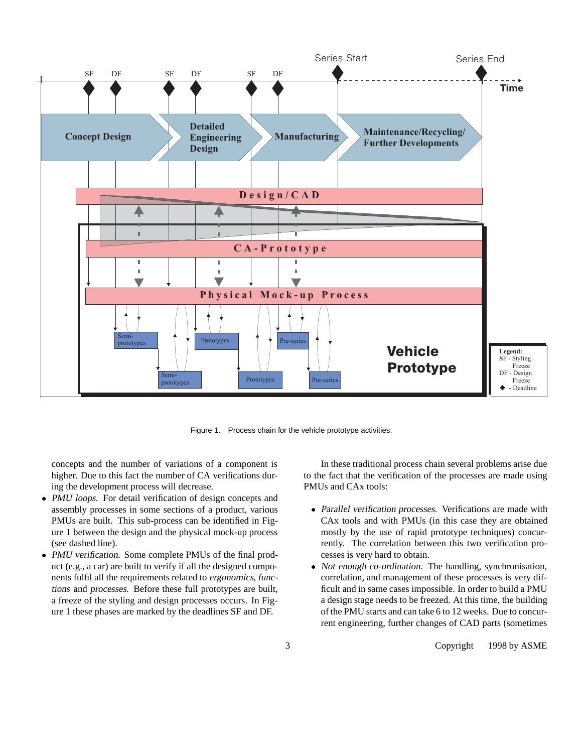Figure 1. Process chain for the vehicle prototype activities.

concepts and the number of variations of a component is higher. Due to this fact the number of CA verifications during the development process will decrease.

- *PMU loops.* For detail verification of design concepts and assembly processes in some sections of a product, various PMUs are built. This sub-process can be identified in Figure 1 between the design and the physical mock-up process (see dashed line).
- *PMU verification.* Some complete PMUs of the final product (e.g., a car) are built to verify if all the designed components fulfil all the requirements related to *ergonomics*, *functions* and *processes*. Before these full prototypes are built, a freeze of the styling and design processes occurs. In Figure 1 these phases are marked by the deadlines SF and DF.

In these traditional process chain several problems arise due to the fact that the verification of the processes are made using PMUs and CAx tools:

- *Parallel verification processes.* Verifications are made with CAx tools and with PMUs (in this case they are obtained mostly by the use of rapid prototype techniques) concurrently. The correlation between this two verification processes is very hard to obtain.
- *Not enough co-ordination.* The handling, synchronisation, correlation, and management of these processes is very difficult and in same cases impossible. In order to build a PMU a design stage needs to be freezed. At this time, the building of the PMU starts and can take 6 to 12 weeks. Due to concurrent engineering, further changes of CAD parts (sometimes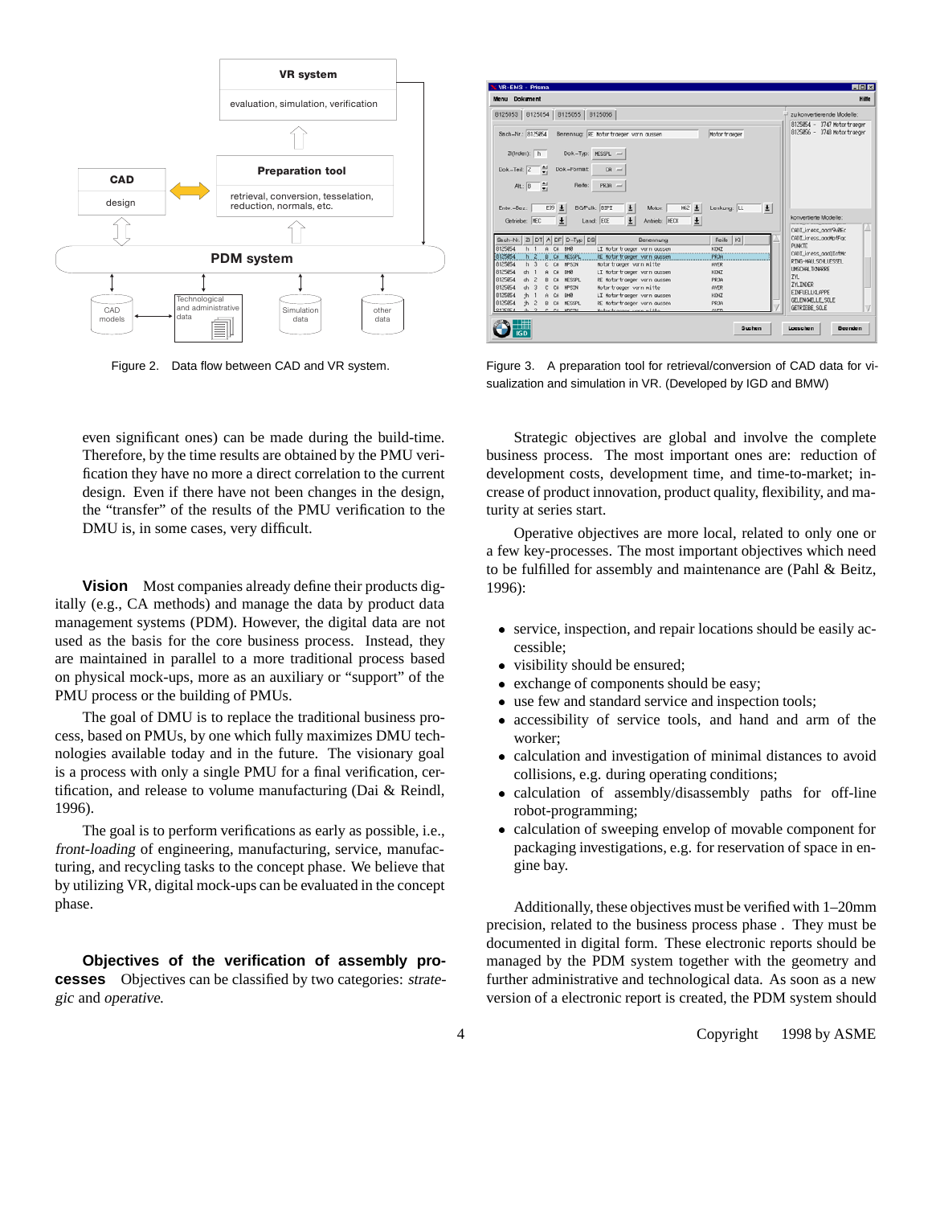Figure 2. Data flow between CAD and VR system.

Figure 3. A preparation tool for retrieval/conversion of CAD data for visualization and simulation in VR. (Developed by IGD and BMW)

even significant ones) can be made during the build-time. Therefore, by the time results are obtained by the PMU verification they have no more a direct correlation to the current design. Even if there have not been changes in the design, the "transfer" of the results of the PMU verification to the DMU is, in some cases, very difficult.

**Vision** Most companies already define their products digitally (e.g., CA methods) and manage the data by product data management systems (PDM). However, the digital data are not used as the basis for the core business process. Instead, they are maintained in parallel to a more traditional process based on physical mock-ups, more as an auxiliary or "support" of the PMU process or the building of PMUs.

The goal of DMU is to replace the traditional business process, based on PMUs, by one which fully maximizes DMU technologies available today and in the future. The visionary goal is a process with only a single PMU for a final verification, certification, and release to volume manufacturing (Dai & Reindl, 1996).

The goal is to perform verifications as early as possible, i.e., *front-loading* of engineering, manufacturing, service, manufacturing, and recycling tasks to the concept phase. We believe that by utilizing VR, digital mock-ups can be evaluated in the concept phase.

**Objectives of the verification of assembly processes** Objectives can be classified by two categories: *strategic* and *operative*.

Strategic objectives are global and involve the complete business process. The most important ones are: reduction of development costs, development time, and time-to-market; increase of product innovation, product quality, flexibility, and maturity at series start.

Operative objectives are more local, related to only one or a few key-processes. The most important objectives which need to be fulfilled for assembly and maintenance are (Pahl & Beitz, 1996):

- service, inspection, and repair locations should be easily accessible;
- visibility should be ensured;
- exchange of components should be easy;
- use few and standard service and inspection tools;
- accessibility of service tools, and hand and arm of the worker;
- calculation and investigation of minimal distances to avoid collisions, e.g. during operating conditions;
- calculation of assembly/disassembly paths for off-line robot-programming;
- calculation of sweeping envelop of movable component for packaging investigations, e.g. for reservation of space in engine bay.

Additionally, these objectives must be verified with 1–20mm precision, related to the business process phase . They must be documented in digital form. These electronic reports should be managed by the PDM system together with the geometry and further administrative and technological data. As soon as a new version of a electronic report is created, the PDM system should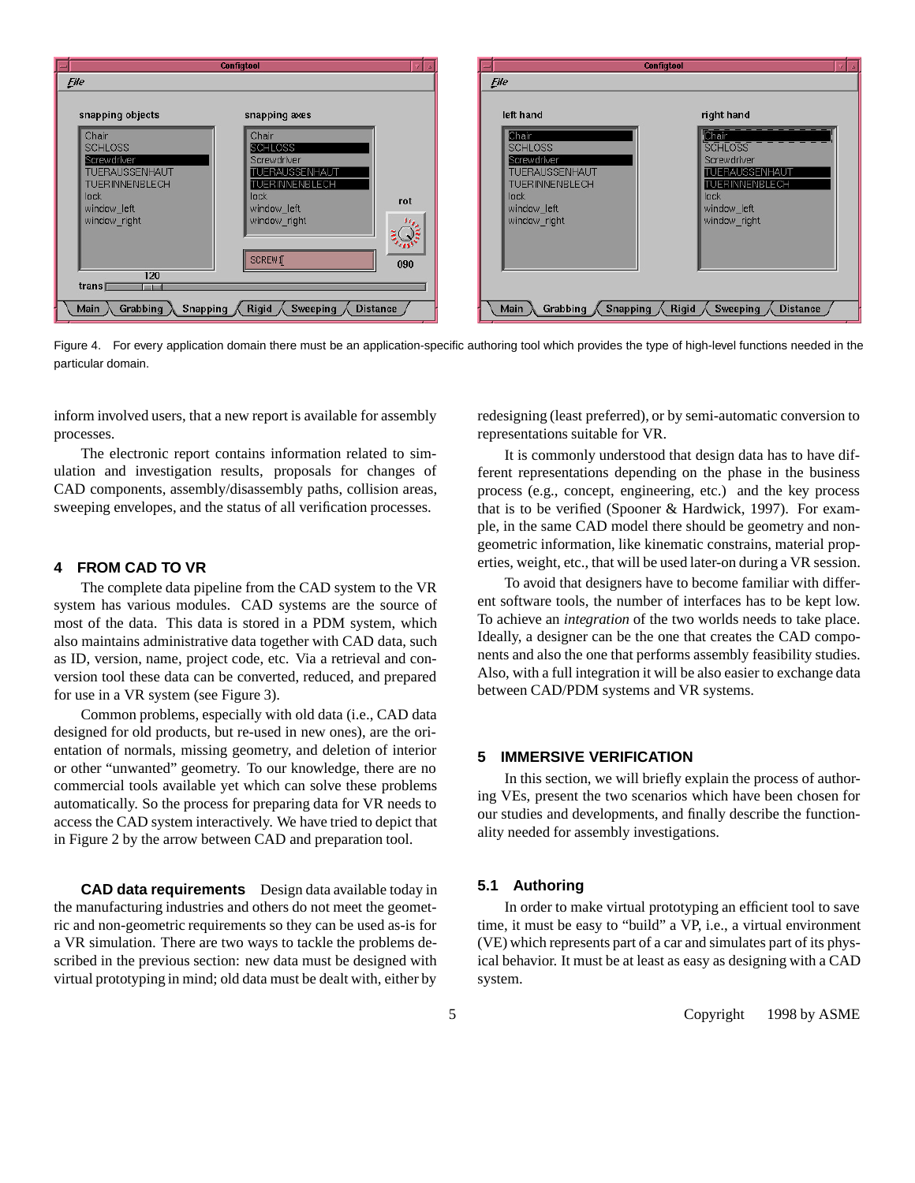Figure 4. For every application domain there must be an application-specific authoring tool which provides the type of high-level functions needed in the particular domain.

inform involved users, that a new report is available for assembly processes.

The electronic report contains information related to simulation and investigation results, proposals for changes of CAD components, assembly/disassembly paths, collision areas, sweeping envelopes, and the status of all verification processes.

## 4 FROM CAD TO VR

The complete data pipeline from the CAD system to the VR system has various modules. CAD systems are the source of most of the data. This data is stored in a PDM system, which also maintains administrative data together with CAD data, such as ID, version, name, project code, etc. Via a retrieval and conversion tool these data can be converted, reduced, and prepared for use in a VR system (see Figure 3).

Common problems, especially with old data (i.e., CAD data designed for old products, but re-used in new ones), are the orientation of normals, missing geometry, and deletion of interior or other "unwanted" geometry. To our knowledge, there are no commercial tools available yet which can solve these problems automatically. So the process for preparing data for VR needs to access the CAD system interactively. We have tried to depict that in Figure 2 by the arrow between CAD and preparation tool.

**CAD data requirements** Design data available today in the manufacturing industries and others do not meet the geometric and non-geometric requirements so they can be used as-is for a VR simulation. There are two ways to tackle the problems described in the previous section: new data must be designed with virtual prototyping in mind; old data must be dealt with, either by redesigning (least preferred), or by semi-automatic conversion to representations suitable for VR.

It is commonly understood that design data has to have different representations depending on the phase in the business process (e.g., concept, engineering, etc.) and the key process that is to be verified (Spooner & Hardwick, 1997). For example, in the same CAD model there should be geometry and non-geometric information, like kinematic constrains, material properties, weight, etc., that will be used later-on during a VR session.

To avoid that designers have to become familiar with different software tools, the number of interfaces has to be kept low. To achieve an *integration* of the two worlds needs to take place. Ideally, a designer can be the one that creates the CAD components and also the one that performs assembly feasibility studies. Also, with a full integration it will be also easier to exchange data between CAD/PDM systems and VR systems.

## 5 IMMERSIVE VERIFICATION

In this section, we will briefly explain the process of authoring VEs, present the two scenarios which have been chosen for our studies and developments, and finally describe the functionality needed for assembly investigations.

### 5.1 Authoring

In order to make virtual prototyping an efficient tool to save time, it must be easy to "build" a VP, i.e., a virtual environment (VE) which represents part of a car and simulates part of its physical behavior. It must be at least as easy as designing with a CAD system.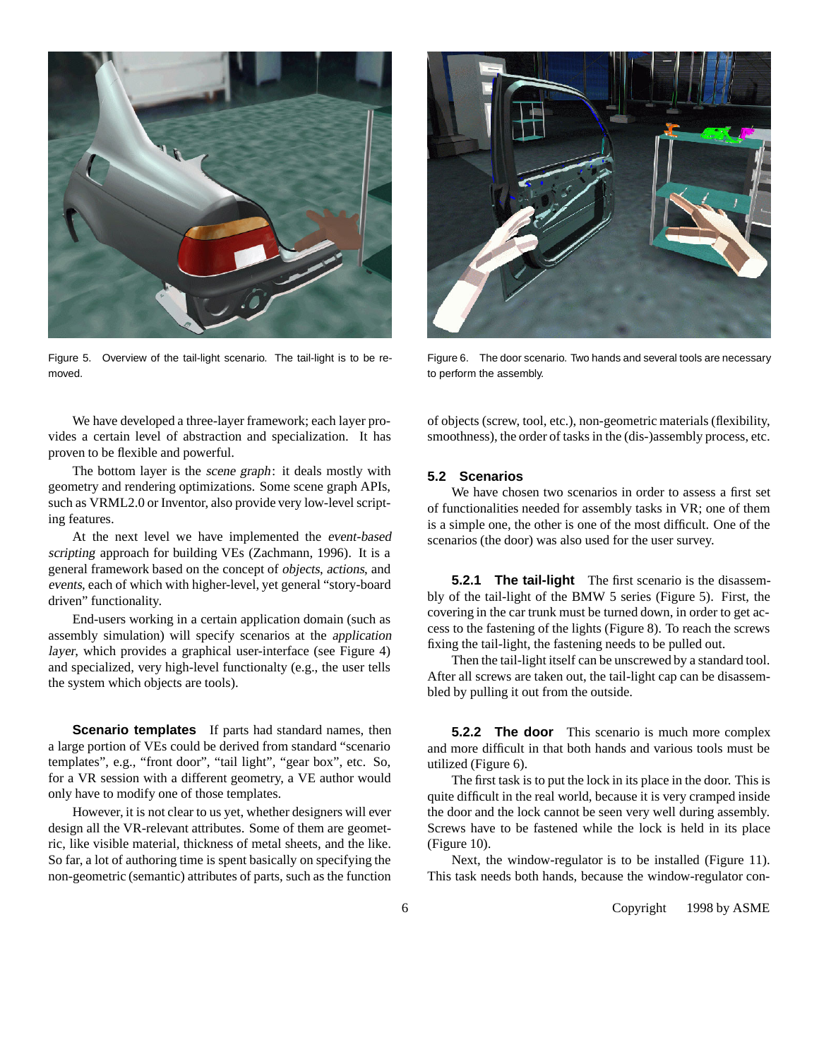Figure 5. Overview of the tail-light scenario. The tail-light is to be removed.

Figure 6. The door scenario. Two hands and several tools are necessary to perform the assembly.

We have developed a three-layer framework; each layer provides a certain level of abstraction and specialization. It has proven to be flexible and powerful.

The bottom layer is the *scene graph*: it deals mostly with geometry and rendering optimizations. Some scene graph APIs, such as VRML2.0 or Inventor, also provide very low-level scripting features.

At the next level we have implemented the *event-based scripting* approach for building VEs (Zachmann, 1996). It is a general framework based on the concept of *objects*, *actions*, and *events*, each of which with higher-level, yet general "story-board driven" functionality.

End-users working in a certain application domain (such as assembly simulation) will specify scenarios at the *application layer*, which provides a graphical user-interface (see Figure 4) and specialized, very high-level functionalty (e.g., the user tells the system which objects are tools).

**Scenario templates** If parts had standard names, then a large portion of VEs could be derived from standard "scenario templates", e.g., "front door", "tail light", "gear box", etc. So, for a VR session with a different geometry, a VE author would only have to modify one of those templates.

However, it is not clear to us yet, whether designers will ever design all the VR-relevant attributes. Some of them are geometric, like visible material, thickness of metal sheets, and the like. So far, a lot of authoring time is spent basically on specifying the non-geometric (semantic) attributes of parts, such as the function of objects (screw, tool, etc.), non-geometric materials (flexibility, smoothness), the order of tasks in the (dis-)assembly process, etc.

## 5.2 Scenarios

We have chosen two scenarios in order to assess a first set of functionalities needed for assembly tasks in VR; one of them is a simple one, the other is one of the most difficult. One of the scenarios (the door) was also used for the user survey.

### 5.2.1 The tail-light

The first scenario is the disassembly of the tail-light of the BMW 5 series (Figure 5). First, the covering in the car trunk must be turned down, in order to get access to the fastening of the lights (Figure 8). To reach the screws fixing the tail-light, the fastening needs to be pulled out.

Then the tail-light itself can be unscrewed by a standard tool. After all screws are taken out, the tail-light cap can be disassembled by pulling it out from the outside.

### 5.2.2 The door

This scenario is much more complex and more difficult in that both hands and various tools must be utilized (Figure 6).

The first task is to put the lock in its place in the door. This is quite difficult in the real world, because it is very cramped inside the door and the lock cannot be seen very well during assembly. Screws have to be fastened while the lock is held in its place (Figure 10).

Next, the window-regulator is to be installed (Figure 11). This task needs both hands, because the window-regulator con-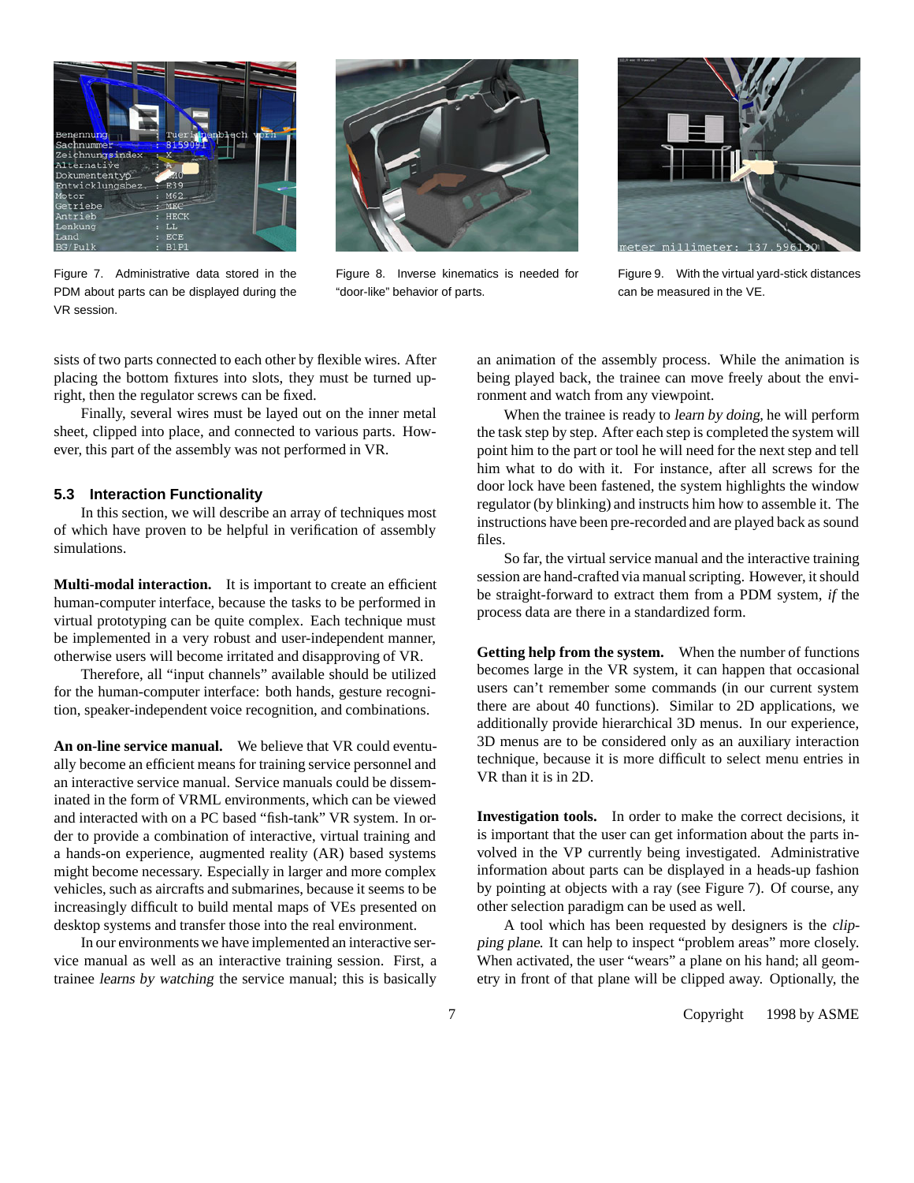Figure 7. Administrative data stored in the PDM about parts can be displayed during the VR session.

Figure 8. Inverse kinematics is needed for "door-like" behavior of parts.

Figure 9. With the virtual yard-stick distances can be measured in the VE.

sists of two parts connected to each other by flexible wires. After placing the bottom fixtures into slots, they must be turned upright, then the regulator screws can be fixed.

Finally, several wires must be layed out on the inner metal sheet, clipped into place, and connected to various parts. However, this part of the assembly was not performed in VR.

### 5.3 Interaction Functionality

In this section, we will describe an array of techniques most of which have proven to be helpful in verification of assembly simulations.

**Multi-modal interaction.** It is important to create an efficient human-computer interface, because the tasks to be performed in virtual prototyping can be quite complex. Each technique must be implemented in a very robust and user-independent manner, otherwise users will become irritated and disapproving of VR.

Therefore, all "input channels" available should be utilized for the human-computer interface: both hands, gesture recognition, speaker-independent voice recognition, and combinations.

**An on-line service manual.** We believe that VR could eventually become an efficient means for training service personnel and an interactive service manual. Service manuals could be disseminated in the form of VRML environments, which can be viewed and interacted with on a PC based "fish-tank" VR system. In order to provide a combination of interactive, virtual training and a hands-on experience, augmented reality (AR) based systems might become necessary. Especially in larger and more complex vehicles, such as aircrafts and submarines, because it seems to be increasingly difficult to build mental maps of VEs presented on desktop systems and transfer those into the real environment.

In our environments we have implemented an interactive service manual as well as an interactive training session. First, a trainee *learns by watching* the service manual; this is basically an animation of the assembly process. While the animation is being played back, the trainee can move freely about the environment and watch from any viewpoint.

When the trainee is ready to *learn by doing*, he will perform the task step by step. After each step is completed the system will point him to the part or tool he will need for the next step and tell him what to do with it. For instance, after all screws for the door lock have been fastened, the system highlights the window regulator (by blinking) and instructs him how to assemble it. The instructions have been pre-recorded and are played back as sound files.

So far, the virtual service manual and the interactive training session are hand-crafted via manual scripting. However, it should be straight-forward to extract them from a PDM system, *if* the process data are there in a standardized form.

**Getting help from the system.** When the number of functions becomes large in the VR system, it can happen that occasional users can't remember some commands (in our current system there are about 40 functions). Similar to 2D applications, we additionally provide hierarchical 3D menus. In our experience, 3D menus are to be considered only as an auxiliary interaction technique, because it is more difficult to select menu entries in VR than it is in 2D.

**Investigation tools.** In order to make the correct decisions, it is important that the user can get information about the parts involved in the VP currently being investigated. Administrative information about parts can be displayed in a heads-up fashion by pointing at objects with a ray (see Figure 7). Of course, any other selection paradigm can be used as well.

A tool which has been requested by designers is the *clipping plane*. It can help to inspect "problem areas" more closely. When activated, the user "wears" a plane on his hand; all geometry in front of that plane will be clipped away. Optionally, the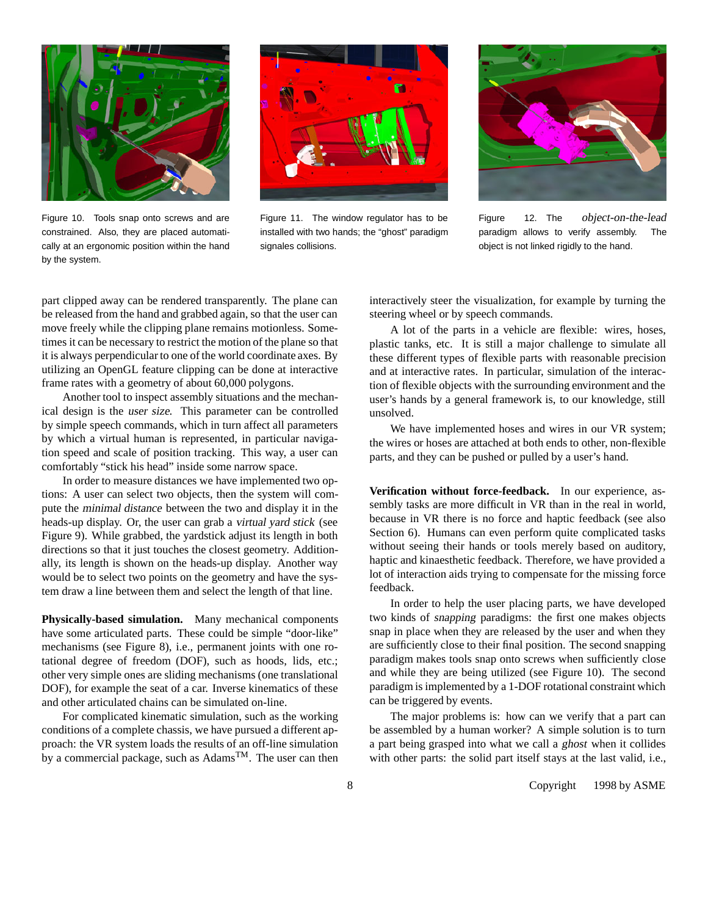Figure 10. Tools snap onto screws and are constrained. Also, they are placed automatically at an ergonomic position within the hand by the system.

Figure 11. The window regulator has to be installed with two hands; the "ghost" paradigm signales collisions.

Figure 12. The *object-on-the-lead* paradigm allows to verify assembly. The object is not linked rigidly to the hand.

part clipped away can be rendered transparently. The plane can be released from the hand and grabbed again, so that the user can move freely while the clipping plane remains motionless. Sometimes it can be necessary to restrict the motion of the plane so that it is always perpendicular to one of the world coordinate axes. By utilizing an OpenGL feature clipping can be done at interactive frame rates with a geometry of about 60,000 polygons.

Another tool to inspect assembly situations and the mechanical design is the *user size*. This parameter can be controlled by simple speech commands, which in turn affect all parameters by which a virtual human is represented, in particular navigation speed and scale of position tracking. This way, a user can comfortably "stick his head" inside some narrow space.

In order to measure distances we have implemented two options: A user can select two objects, then the system will compute the *minimal distance* between the two and display it in the heads-up display. Or, the user can grab a *virtual yard stick* (see Figure 9). While grabbed, the yardstick adjust its length in both directions so that it just touches the closest geometry. Additionally, its length is shown on the heads-up display. Another way would be to select two points on the geometry and have the system draw a line between them and select the length of that line.

**Physically-based simulation.** Many mechanical components have some articulated parts. These could be simple "door-like" mechanisms (see Figure 8), i.e., permanent joints with one rotational degree of freedom (DOF), such as hoods, lids, etc.; other very simple ones are sliding mechanisms (one translational DOF), for example the seat of a car. Inverse kinematics of these and other articulated chains can be simulated on-line.

For complicated kinematic simulation, such as the working conditions of a complete chassis, we have pursued a different approach: the VR system loads the results of an off-line simulation by a commercial package, such as Adams™. The user can then interactively steer the visualization, for example by turning the steering wheel or by speech commands.

A lot of the parts in a vehicle are flexible: wires, hoses, plastic tanks, etc. It is still a major challenge to simulate all these different types of flexible parts with reasonable precision and at interactive rates. In particular, simulation of the interaction of flexible objects with the surrounding environment and the user's hands by a general framework is, to our knowledge, still unsolved.

We have implemented hoses and wires in our VR system; the wires or hoses are attached at both ends to other, non-flexible parts, and they can be pushed or pulled by a user's hand.

**Verification without force-feedback.** In our experience, assembly tasks are more difficult in VR than in the real in world, because in VR there is no force and haptic feedback (see also Section 6). Humans can even perform quite complicated tasks without seeing their hands or tools merely based on auditory, haptic and kinaesthetic feedback. Therefore, we have provided a lot of interaction aids trying to compensate for the missing force feedback.

In order to help the user placing parts, we have developed two kinds of *snapping* paradigms: the first one makes objects snap in place when they are released by the user and when they are sufficiently close to their final position. The second snapping paradigm makes tools snap onto screws when sufficiently close and while they are being utilized (see Figure 10). The second paradigm is implemented by a 1-DOF rotational constraint which can be triggered by events.

The major problems is: how can we verify that a part can be assembled by a human worker? A simple solution is to turn a part being grasped into what we call a *ghost* when it collides with other parts: the solid part itself stays at the last valid, i.e.,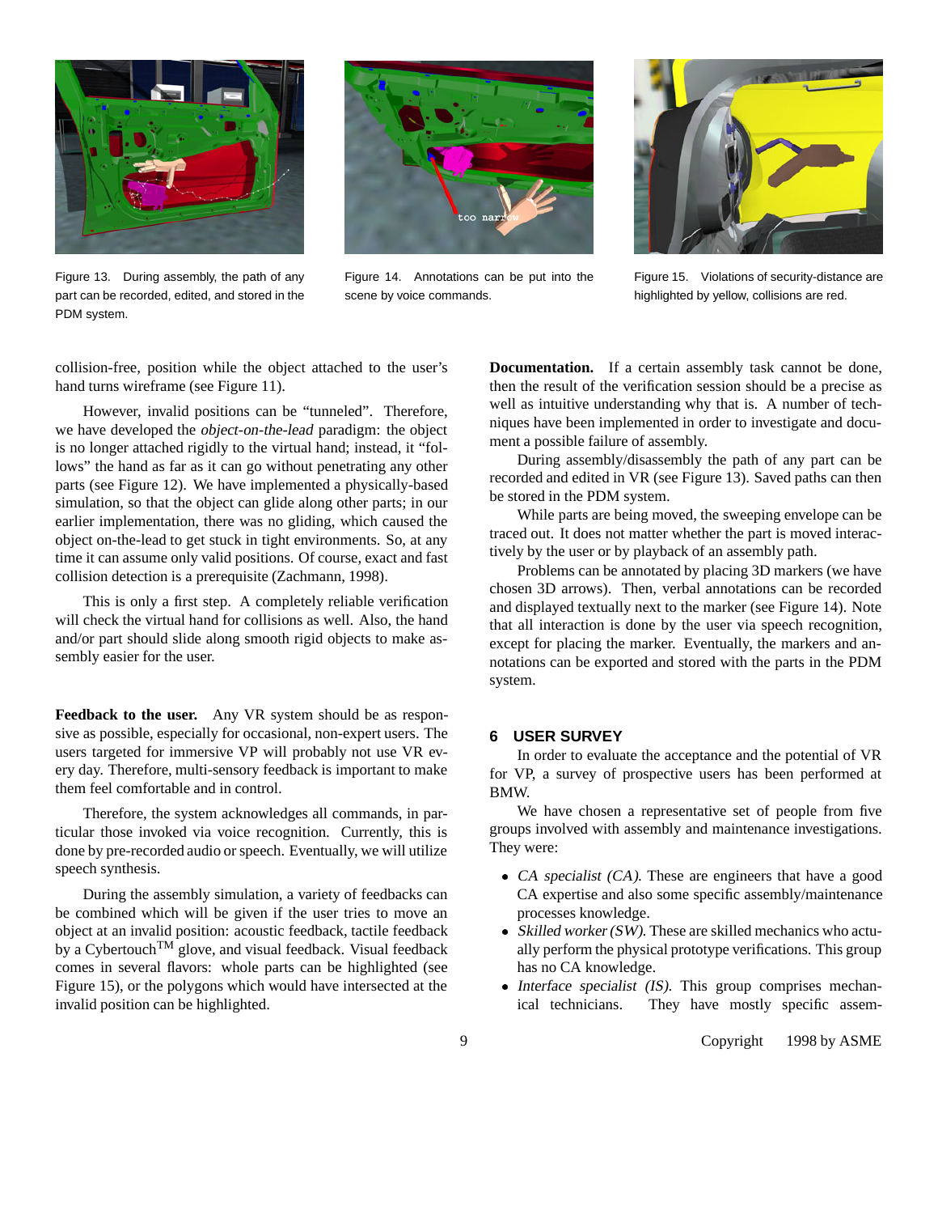Figure 13. During assembly, the path of any part can be recorded, edited, and stored in the PDM system.

Figure 14. Annotations can be put into the scene by voice commands.

Figure 15. Violations of security-distance are highlighted by yellow, collisions are red.

collision-free, position while the object attached to the user's hand turns wireframe (see Figure 11).

However, invalid positions can be "tunneled". Therefore, we have developed the *object-on-the-lead* paradigm: the object is no longer attached rigidly to the virtual hand; instead, it "follows" the hand as far as it can go without penetrating any other parts (see Figure 12). We have implemented a physically-based simulation, so that the object can glide along other parts; in our earlier implementation, there was no gliding, which caused the object on-the-lead to get stuck in tight environments. So, at any time it can assume only valid positions. Of course, exact and fast collision detection is a prerequisite (Zachmann, 1998).

This is only a first step. A completely reliable verification will check the virtual hand for collisions as well. Also, the hand and/or part should slide along smooth rigid objects to make assembly easier for the user.

**Feedback to the user.** Any VR system should be as responsive as possible, especially for occasional, non-expert users. The users targeted for immersive VP will probably not use VR every day. Therefore, multi-sensory feedback is important to make them feel comfortable and in control.

Therefore, the system acknowledges all commands, in particular those invoked via voice recognition. Currently, this is done by pre-recorded audio or speech. Eventually, we will utilize speech synthesis.

During the assembly simulation, a variety of feedbacks can be combined which will be given if the user tries to move an object at an invalid position: acoustic feedback, tactile feedback by a Cybertouch™ glove, and visual feedback. Visual feedback comes in several flavors: whole parts can be highlighted (see Figure 15), or the polygons which would have intersected at the invalid position can be highlighted.

**Documentation.** If a certain assembly task cannot be done, then the result of the verification session should be a precise as well as intuitive understanding why that is. A number of techniques have been implemented in order to investigate and document a possible failure of assembly.

During assembly/disassembly the path of any part can be recorded and edited in VR (see Figure 13). Saved paths can then be stored in the PDM system.

While parts are being moved, the sweeping envelope can be traced out. It does not matter whether the part is moved interactively by the user or by playback of an assembly path.

Problems can be annotated by placing 3D markers (we have chosen 3D arrows). Then, verbal annotations can be recorded and displayed textually next to the marker (see Figure 14). Note that all interaction is done by the user via speech recognition, except for placing the marker. Eventually, the markers and annotations can be exported and stored with the parts in the PDM system.

## 6 USER SURVEY

In order to evaluate the acceptance and the potential of VR for VP, a survey of prospective users has been performed at BMW.

We have chosen a representative set of people from five groups involved with assembly and maintenance investigations. They were:

- *CA specialist (CA).* These are engineers that have a good CA expertise and also some specific assembly/maintenance processes knowledge.
- *Skilled worker (SW).* These are skilled mechanics who actually perform the physical prototype verifications. This group has no CA knowledge.
- *Interface specialist (IS).* This group comprises mechanical technicians. They have mostly specific assem-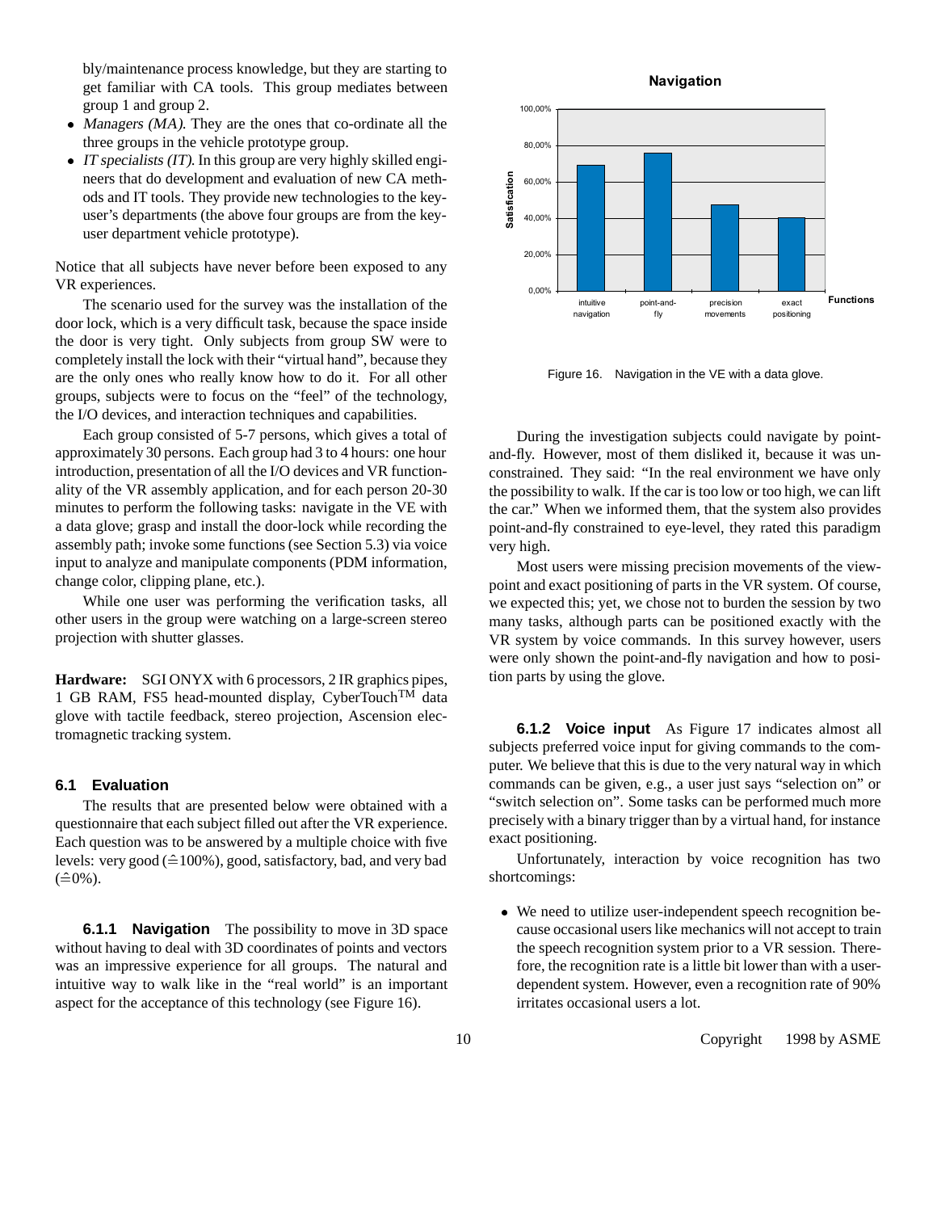bly/maintenance process knowledge, but they are starting to get familiar with CA tools. This group mediates between group 1 and group 2.

- *Managers (MA).* They are the ones that co-ordinate all the three groups in the vehicle prototype group.
- *IT specialists (IT).* In this group are very highly skilled engineers that do development and evaluation of new CA methods and IT tools. They provide new technologies to the key-user's departments (the above four groups are from the key-user department vehicle prototype).

Notice that all subjects have never before been exposed to any VR experiences.

The scenario used for the survey was the installation of the door lock, which is a very difficult task, because the space inside the door is very tight. Only subjects from group SW were to completely install the lock with their "virtual hand", because they are the only ones who really know how to do it. For all other groups, subjects were to focus on the "feel" of the technology, the I/O devices, and interaction techniques and capabilities.

Each group consisted of 5-7 persons, which gives a total of approximately 30 persons. Each group had 3 to 4 hours: one hour introduction, presentation of all the I/O devices and VR functionality of the VR assembly application, and for each person 20-30 minutes to perform the following tasks: navigate in the VE with a data glove; grasp and install the door-lock while recording the assembly path; invoke some functions (see Section 5.3) via voice input to analyze and manipulate components (PDM information, change color, clipping plane, etc.).

While one user was performing the verification tasks, all other users in the group were watching on a large-screen stereo projection with shutter glasses.

**Hardware:** SGI ONYX with 6 processors, 2 IR graphics pipes, 1 GB RAM, FS5 head-mounted display, CyberTouch™ data glove with tactile feedback, stereo projection, Ascension electromagnetic tracking system.

## 6.1 Evaluation

The results that are presented below were obtained with a questionnaire that each subject filled out after the VR experience. Each question was to be answered by a multiple choice with five levels: very good (≙100%), good, satisfactory, bad, and very bad (≙0%).

**6.1.1 Navigation** The possibility to move in 3D space without having to deal with 3D coordinates of points and vectors was an impressive experience for all groups. The natural and intuitive way to walk like in the "real world" is an important aspect for the acceptance of this technology (see Figure 16).

**Navigation**

| Functions | Satisfaction |
|---|---|
| intuitive navigation | ~69% |
| point-and-fly | ~76% |
| precision movements | ~47% |
| exact positioning | ~40% |

Figure 16. Navigation in the VE with a data glove.

During the investigation subjects could navigate by point-and-fly. However, most of them disliked it, because it was unconstrained. They said: "In the real environment we have only the possibility to walk. If the car is too low or too high, we can lift the car." When we informed them, that the system also provides point-and-fly constrained to eye-level, they rated this paradigm very high.

Most users were missing precision movements of the viewpoint and exact positioning of parts in the VR system. Of course, we expected this; yet, we chose not to burden the session by two many tasks, although parts can be positioned exactly with the VR system by voice commands. In this survey however, users were only shown the point-and-fly navigation and how to position parts by using the glove.

**6.1.2 Voice input** As Figure 17 indicates almost all subjects preferred voice input for giving commands to the computer. We believe that this is due to the very natural way in which commands can be given, e.g., a user just says "selection on" or "switch selection on". Some tasks can be performed much more precisely with a binary trigger than by a virtual hand, for instance exact positioning.

Unfortunately, interaction by voice recognition has two shortcomings:

- We need to utilize user-independent speech recognition because occasional users like mechanics will not accept to train the speech recognition system prior to a VR session. Therefore, the recognition rate is a little bit lower than with a user-dependent system. However, even a recognition rate of 90% irritates occasional users a lot.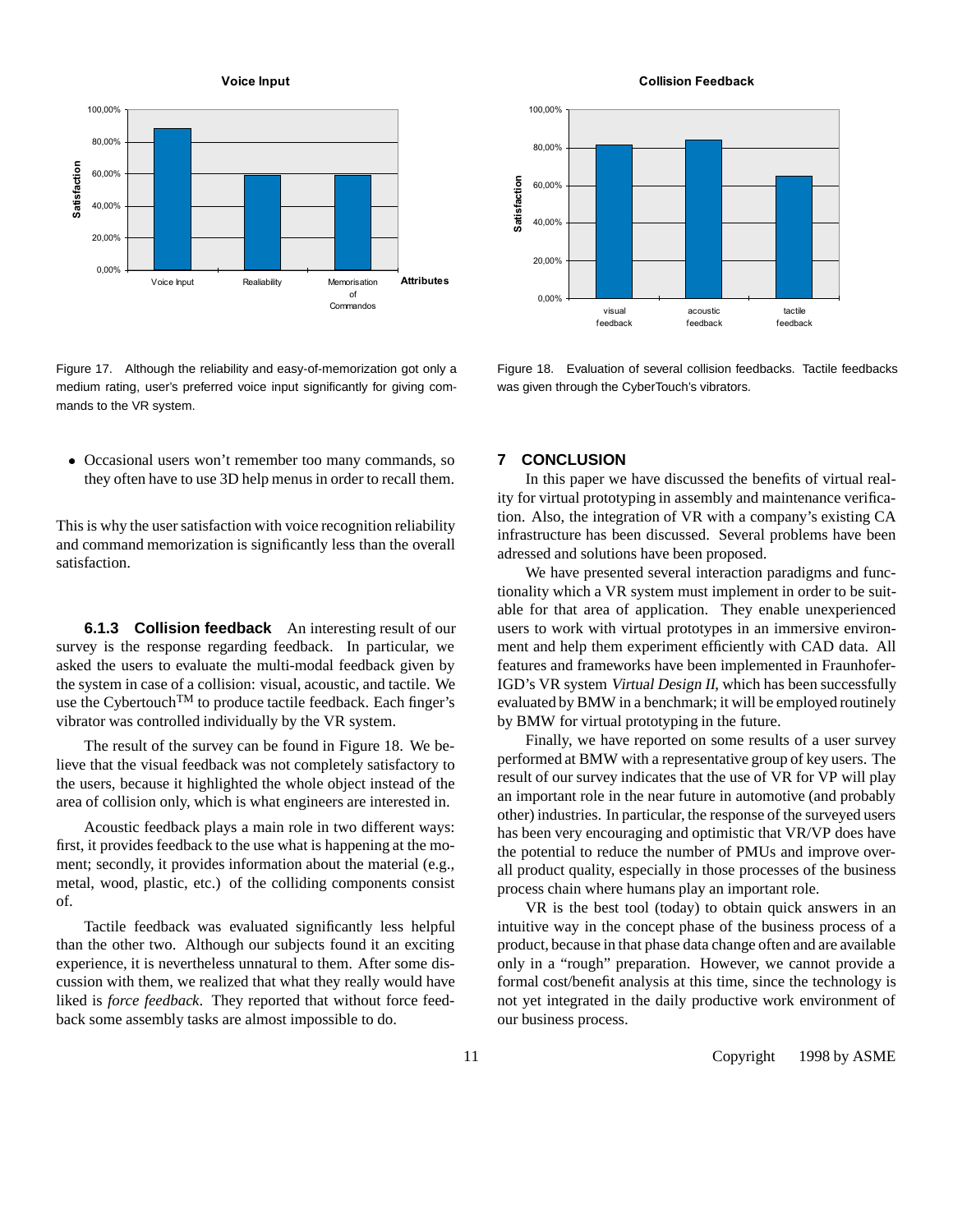Figure 17. Although the reliability and easy-of-memorization got only a medium rating, user's preferred voice input significantly for giving commands to the VR system.

Figure 18. Evaluation of several collision feedbacks. Tactile feedbacks was given through the CyberTouch's vibrators.

- Occasional users won't remember too many commands, so they often have to use 3D help menus in order to recall them.

This is why the user satisfaction with voice recognition reliability and command memorization is significantly less than the overall satisfaction.

#### 6.1.3 Collision feedback

An interesting result of our survey is the response regarding feedback. In particular, we asked the users to evaluate the multi-modal feedback given by the system in case of a collision: visual, acoustic, and tactile. We use the Cybertouch™ to produce tactile feedback. Each finger's vibrator was controlled individually by the VR system.

The result of the survey can be found in Figure 18. We believe that the visual feedback was not completely satisfactory to the users, because it highlighted the whole object instead of the area of collision only, which is what engineers are interested in.

Acoustic feedback plays a main role in two different ways: first, it provides feedback to the use what is happening at the moment; secondly, it provides information about the material (e.g., metal, wood, plastic, etc.) of the colliding components consist of.

Tactile feedback was evaluated significantly less helpful than the other two. Although our subjects found it an exciting experience, it is nevertheless unnatural to them. After some discussion with them, we realized that what they really would have liked is *force feedback*. They reported that without force feedback some assembly tasks are almost impossible to do.

## 7 CONCLUSION

In this paper we have discussed the benefits of virtual reality for virtual prototyping in assembly and maintenance verification. Also, the integration of VR with a company's existing CA infrastructure has been discussed. Several problems have been adressed and solutions have been proposed.

We have presented several interaction paradigms and functionality which a VR system must implement in order to be suitable for that area of application. They enable unexperienced users to work with virtual prototypes in an immersive environment and help them experiment efficiently with CAD data. All features and frameworks have been implemented in Fraunhofer-IGD's VR system *Virtual Design II*, which has been successfully evaluated by BMW in a benchmark; it will be employed routinely by BMW for virtual prototyping in the future.

Finally, we have reported on some results of a user survey performed at BMW with a representative group of key users. The result of our survey indicates that the use of VR for VP will play an important role in the near future in automotive (and probably other) industries. In particular, the response of the surveyed users has been very encouraging and optimistic that VR/VP does have the potential to reduce the number of PMUs and improve overall product quality, especially in those processes of the business process chain where humans play an important role.

VR is the best tool (today) to obtain quick answers in an intuitive way in the concept phase of the business process of a product, because in that phase data change often and are available only in a "rough" preparation. However, we cannot provide a formal cost/benefit analysis at this time, since the technology is not yet integrated in the daily productive work environment of our business process.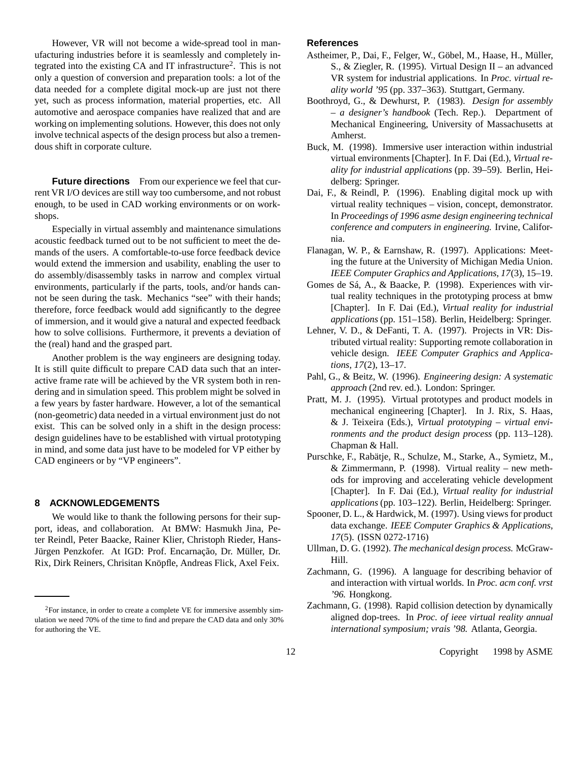However, VR will not become a wide-spread tool in manufacturing industries before it is seamlessly and completely integrated into the existing CA and IT infrastructure[2]. This is not only a question of conversion and preparation tools: a lot of the data needed for a complete digital mock-up are just not there yet, such as process information, material properties, etc. All automotive and aerospace companies have realized that and are working on implementing solutions. However, this does not only involve technical aspects of the design process but also a tremendous shift in corporate culture.

**Future directions** From our experience we feel that current VR I/O devices are still way too cumbersome, and not robust enough, to be used in CAD working environments or on workshops.

Especially in virtual assembly and maintenance simulations acoustic feedback turned out to be not sufficient to meet the demands of the users. A comfortable-to-use force feedback device would extend the immersion and usability, enabling the user to do assembly/disassembly tasks in narrow and complex virtual environments, particularly if the parts, tools, and/or hands cannot be seen during the task. Mechanics "see" with their hands; therefore, force feedback would add significantly to the degree of immersion, and it would give a natural and expected feedback how to solve collisions. Furthermore, it prevents a deviation of the (real) hand and the grasped part.

Another problem is the way engineers are designing today. It is still quite difficult to prepare CAD data such that an interactive frame rate will be achieved by the VR system both in rendering and in simulation speed. This problem might be solved in a few years by faster hardware. However, a lot of the semantical (non-geometric) data needed in a virtual environment just do not exist. This can be solved only in a shift in the design process: design guidelines have to be established with virtual prototyping in mind, and some data just have to be modeled for VP either by CAD engineers or by "VP engineers".

## 8 ACKNOWLEDGEMENTS

We would like to thank the following persons for their support, ideas, and collaboration. At BMW: Hasmukh Jina, Peter Reindl, Peter Baacke, Rainer Klier, Christoph Rieder, Hans-Jürgen Penzkofer. At IGD: Prof. Encarnação, Dr. Müller, Dr. Rix, Dirk Reiners, Chrisitan Knöpfle, Andreas Flick, Axel Feix.

[2] For instance, in order to create a complete VE for immersive assembly simulation we need 70% of the time to find and prepare the CAD data and only 30% for authoring the VE.

## References

Astheimer, P., Dai, F., Felger, W., Göbel, M., Haase, H., Müller, S., & Ziegler, R. (1995). Virtual Design II – an advanced VR system for industrial applications. In *Proc. virtual reality world '95* (pp. 337–363). Stuttgart, Germany.

Boothroyd, G., & Dewhurst, P. (1983). *Design for assembly – a designer's handbook* (Tech. Rep.). Department of Mechanical Engineering, University of Massachusetts at Amherst.

Buck, M. (1998). Immersive user interaction within industrial virtual environments [Chapter]. In F. Dai (Ed.), *Virtual reality for industrial applications* (pp. 39–59). Berlin, Heidelberg: Springer.

Dai, F., & Reindl, P. (1996). Enabling digital mock up with virtual reality techniques – vision, concept, demonstrator. In *Proceedings of 1996 asme design engineering technical conference and computers in engineering.* Irvine, California.

Flanagan, W. P., & Earnshaw, R. (1997). Applications: Meeting the future at the University of Michigan Media Union. *IEEE Computer Graphics and Applications*, *17*(3), 15–19.

Gomes de Sá, A., & Baacke, P. (1998). Experiences with virtual reality techniques in the prototyping process at bmw [Chapter]. In F. Dai (Ed.), *Virtual reality for industrial applications* (pp. 151–158). Berlin, Heidelberg: Springer.

Lehner, V. D., & DeFanti, T. A. (1997). Projects in VR: Distributed virtual reality: Supporting remote collaboration in vehicle design. *IEEE Computer Graphics and Applications*, *17*(2), 13–17.

Pahl, G., & Beitz, W. (1996). *Engineering design: A systematic approach* (2nd rev. ed.). London: Springer.

Pratt, M. J. (1995). Virtual prototypes and product models in mechanical engineering [Chapter]. In J. Rix, S. Haas, & J. Teixeira (Eds.), *Virtual prototyping – virtual environments and the product design process* (pp. 113–128). Chapman & Hall.

Purschke, F., Rabätje, R., Schulze, M., Starke, A., Symietz, M., & Zimmermann, P. (1998). Virtual reality – new methods for improving and accelerating vehicle development [Chapter]. In F. Dai (Ed.), *Virtual reality for industrial applications* (pp. 103–122). Berlin, Heidelberg: Springer.

Spooner, D. L., & Hardwick, M. (1997). Using views for product data exchange. *IEEE Computer Graphics & Applications*, *17*(5). (ISSN 0272-1716)

Ullman, D. G. (1992). *The mechanical design process.* McGraw-Hill.

Zachmann, G. (1996). A language for describing behavior of and interaction with virtual worlds. In *Proc. acm conf. vrst '96.* Hongkong.

Zachmann, G. (1998). Rapid collision detection by dynamically aligned dop-trees. In *Proc. of ieee virtual reality annual international symposium; vrais '98.* Atlanta, Georgia.

Copyright 1998 by ASME